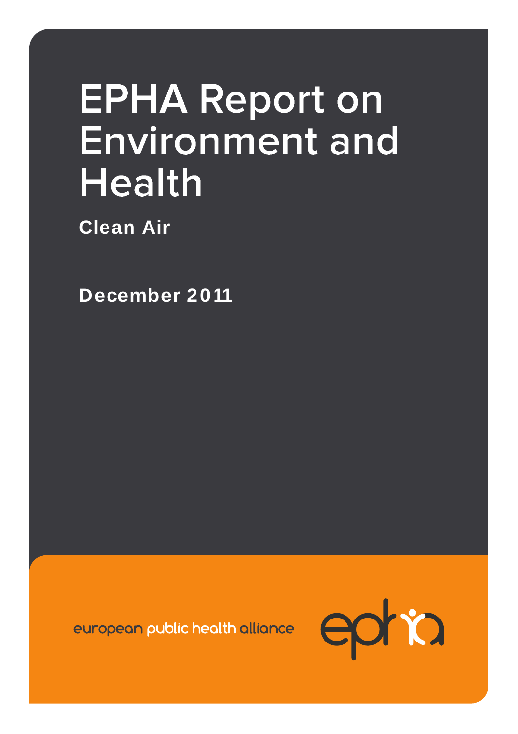# EPHA Report on Environment and Health

**Clean Air**

**December 2011**

european public health alliance

epha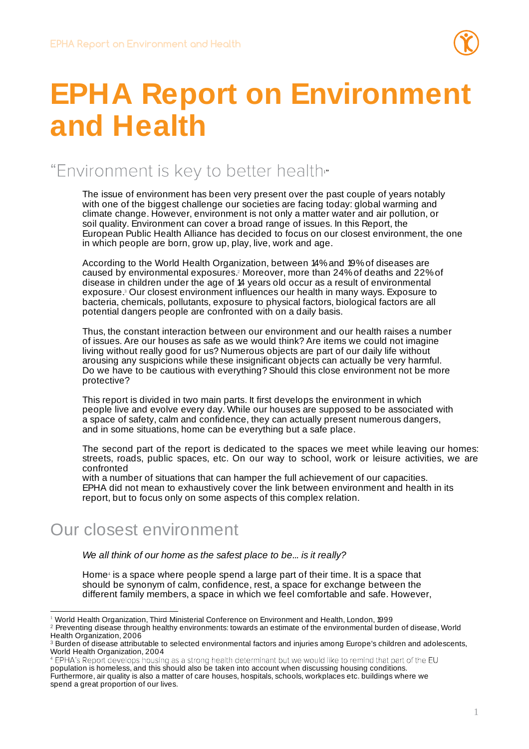# EPHA Report on Environment and Health

## "Environment is key to better health[1]"

The issue of environment has been very present over the past couple of years notably with one of the biggest challenge our societies are facing today: global warming and climate change. However, environment is not only a matter water and air pollution, or soil quality. Environment can cover a broad range of issues. In this Report, the European Public Health Alliance has decided to focus on our closest environment, the one in which people are born, grow up, play, live, work and age.

According to the World Health Organization, between 14% and 19% of diseases are caused by environmental exposures.[2] Moreover, more than 24% of deaths and 22% of disease in children under the age of 14 years old occur as a result of environmental exposure.[3] Our closest environment influences our health in many ways. Exposure to bacteria, chemicals, pollutants, exposure to physical factors, biological factors are all potential dangers people are confronted with on a daily basis.

Thus, the constant interaction between our environment and our health raises a number of issues. Are our houses as safe as we would think? Are items we could not imagine living without really good for us? Numerous objects are part of our daily life without arousing any suspicions while these insignificant objects can actually be very harmful. Do we have to be cautious with everything? Should this close environment not be more protective?

This report is divided in two main parts. It first develops the environment in which people live and evolve every day. While our houses are supposed to be associated with a space of safety, calm and confidence, they can actually present numerous dangers, and in some situations, home can be everything but a safe place.

The second part of the report is dedicated to the spaces we meet while leaving our homes: streets, roads, public spaces, etc. On our way to school, work or leisure activities, we are confronted with a number of situations that can hamper the full achievement of our capacities. EPHA did not mean to exhaustively cover the link between environment and health in its report, but to focus only on some aspects of this complex relation.

## Our closest environment

*We all think of our home as the safest place to be... is it really?*

Home[4] is a space where people spend a large part of their time. It is a space that should be synonym of calm, confidence, rest, a space for exchange between the different family members, a space in which we feel comfortable and safe. However,

---

[1] World Health Organization, Third Ministerial Conference on Environment and Health, London, 1999

[2] Preventing disease through healthy environments: towards an estimate of the environmental burden of disease, World Health Organization, 2006

[3] Burden of disease attributable to selected environmental factors and injuries among Europe's children and adolescents, World Health Organization, 2004

[4] EPHA's Report develops housing as a strong health determinant but we would like to remind that part of the EU population is homeless, and this should also be taken into account when discussing housing conditions. Furthermore, air quality is also a matter of care houses, hospitals, schools, workplaces etc. buildings where we spend a great proportion of our lives.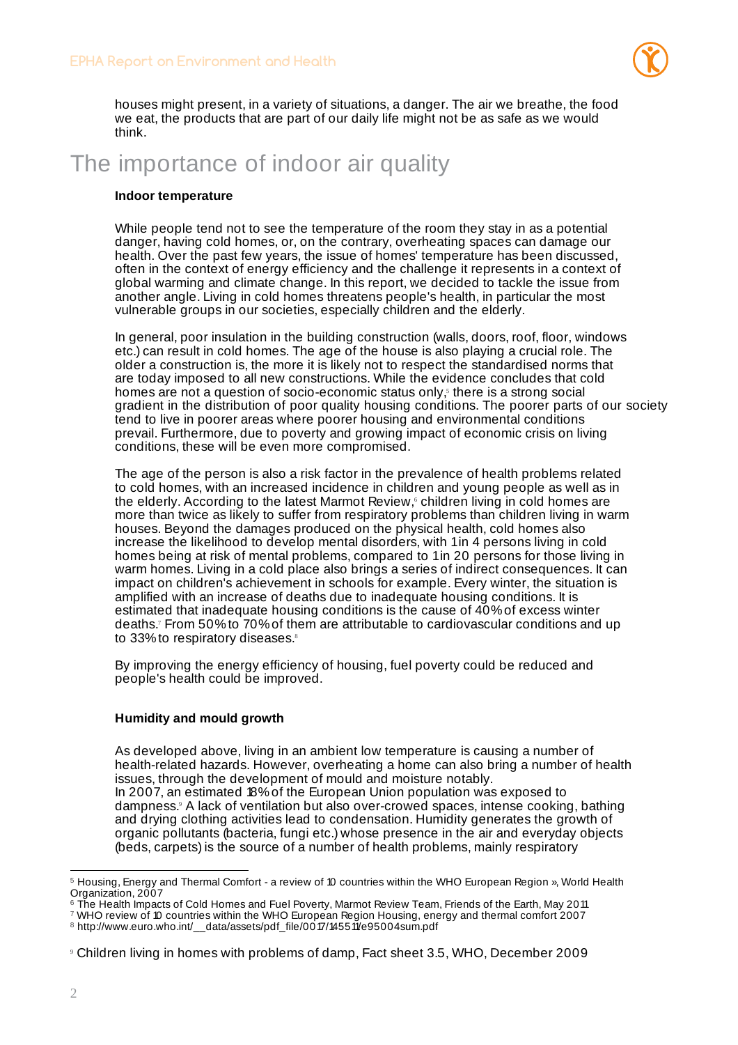houses might present, in a variety of situations, a danger. The air we breathe, the food we eat, the products that are part of our daily life might not be as safe as we would think.

# The importance of indoor air quality

**Indoor temperature**

While people tend not to see the temperature of the room they stay in as a potential danger, having cold homes, or, on the contrary, overheating spaces can damage our health. Over the past few years, the issue of homes' temperature has been discussed, often in the context of energy efficiency and the challenge it represents in a context of global warming and climate change. In this report, we decided to tackle the issue from another angle. Living in cold homes threatens people's health, in particular the most vulnerable groups in our societies, especially children and the elderly.

In general, poor insulation in the building construction (walls, doors, roof, floor, windows etc.) can result in cold homes. The age of the house is also playing a crucial role. The older a construction is, the more it is likely not to respect the standardised norms that are today imposed to all new constructions. While the evidence concludes that cold homes are not a question of socio-economic status only,[5] there is a strong social gradient in the distribution of poor quality housing conditions. The poorer parts of our society tend to live in poorer areas where poorer housing and environmental conditions prevail. Furthermore, due to poverty and growing impact of economic crisis on living conditions, these will be even more compromised.

The age of the person is also a risk factor in the prevalence of health problems related to cold homes, with an increased incidence in children and young people as well as in the elderly. According to the latest Marmot Review,[6] children living in cold homes are more than twice as likely to suffer from respiratory problems than children living in warm houses. Beyond the damages produced on the physical health, cold homes also increase the likelihood to develop mental disorders, with 1 in 4 persons living in cold homes being at risk of mental problems, compared to 1 in 20 persons for those living in warm homes. Living in a cold place also brings a series of indirect consequences. It can impact on children's achievement in schools for example. Every winter, the situation is amplified with an increase of deaths due to inadequate housing conditions. It is estimated that inadequate housing conditions is the cause of 40% of excess winter deaths.[7] From 50% to 70% of them are attributable to cardiovascular conditions and up to 33% to respiratory diseases.[8]

By improving the energy efficiency of housing, fuel poverty could be reduced and people's health could be improved.

**Humidity and mould growth**

As developed above, living in an ambient low temperature is causing a number of health-related hazards. However, overheating a home can also bring a number of health issues, through the development of mould and moisture notably.
In 2007, an estimated 18% of the European Union population was exposed to dampness.[9] A lack of ventilation but also over-crowed spaces, intense cooking, bathing and drying clothing activities lead to condensation. Humidity generates the growth of organic pollutants (bacteria, fungi etc.) whose presence in the air and everyday objects (beds, carpets) is the source of a number of health problems, mainly respiratory

---

[5] Housing, Energy and Thermal Comfort - a review of 10 countries within the WHO European Region », World Health Organization, 2007

[6] The Health Impacts of Cold Homes and Fuel Poverty, Marmot Review Team, Friends of the Earth, May 2011

[7] WHO review of 10 countries within the WHO European Region Housing, energy and thermal comfort 2007

[8] http://www.euro.who.int/__data/assets/pdf_file/0017/145511/e95004sum.pdf

[9] Children living in homes with problems of damp, Fact sheet 3.5, WHO, December 2009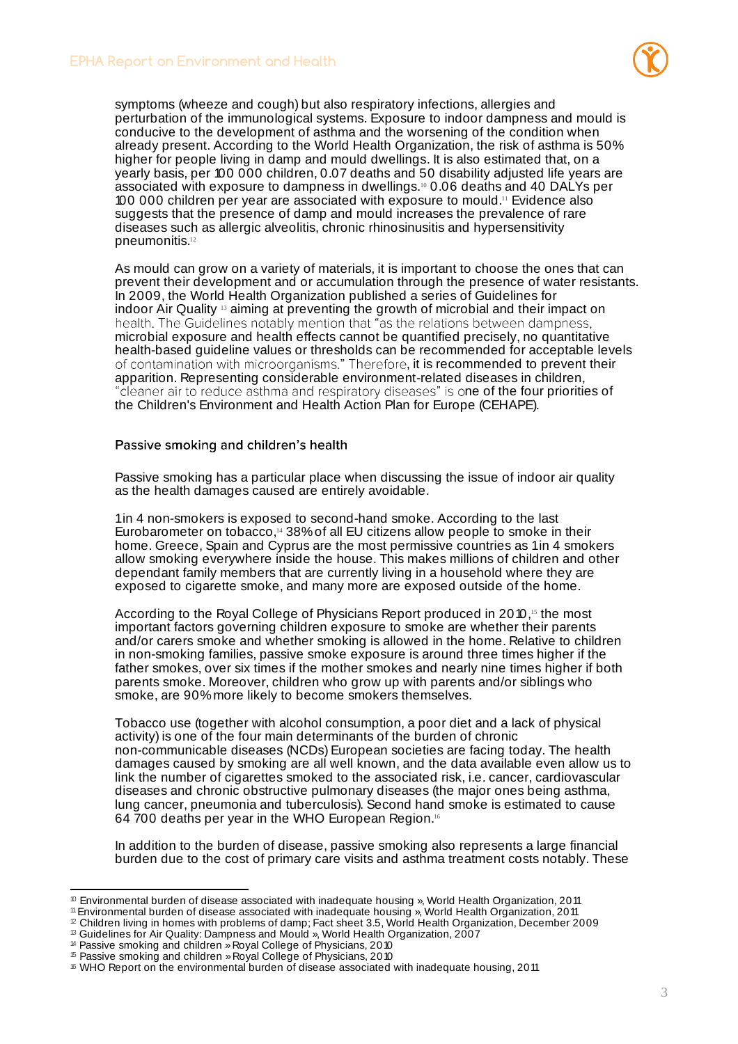symptoms (wheeze and cough) but also respiratory infections, allergies and perturbation of the immunological systems. Exposure to indoor dampness and mould is conducive to the development of asthma and the worsening of the condition when already present. According to the World Health Organization, the risk of asthma is 50% higher for people living in damp and mould dwellings. It is also estimated that, on a yearly basis, per 100 000 children, 0.07 deaths and 50 disability adjusted life years are associated with exposure to dampness in dwellings.[10] 0.06 deaths and 40 DALYs per 100 000 children per year are associated with exposure to mould.[11] Evidence also suggests that the presence of damp and mould increases the prevalence of rare diseases such as allergic alveolitis, chronic rhinosinusitis and hypersensitivity pneumonitis.[12]

As mould can grow on a variety of materials, it is important to choose the ones that can prevent their development and or accumulation through the presence of water resistants. In 2009, the World Health Organization published a series of Guidelines for indoor Air Quality [13] aiming at preventing the growth of microbial and their impact on health. The Guidelines notably mention that "as the relations between dampness, microbial exposure and health effects cannot be quantified precisely, no quantitative health-based guideline values or thresholds can be recommended for acceptable levels of contamination with microorganisms." Therefore, it is recommended to prevent their apparition. Representing considerable environment-related diseases in children, "cleaner air to reduce asthma and respiratory diseases" is one of the four priorities of the Children's Environment and Health Action Plan for Europe (CEHAPE).

### Passive smoking and children's health

Passive smoking has a particular place when discussing the issue of indoor air quality as the health damages caused are entirely avoidable.

1in 4 non-smokers is exposed to second-hand smoke. According to the last Eurobarometer on tobacco,[14] 38% of all EU citizens allow people to smoke in their home. Greece, Spain and Cyprus are the most permissive countries as 1in 4 smokers allow smoking everywhere inside the house. This makes millions of children and other dependant family members that are currently living in a household where they are exposed to cigarette smoke, and many more are exposed outside of the home.

According to the Royal College of Physicians Report produced in 2010,[15] the most important factors governing children exposure to smoke are whether their parents and/or carers smoke and whether smoking is allowed in the home. Relative to children in non-smoking families, passive smoke exposure is around three times higher if the father smokes, over six times if the mother smokes and nearly nine times higher if both parents smoke. Moreover, children who grow up with parents and/or siblings who smoke, are 90% more likely to become smokers themselves.

Tobacco use (together with alcohol consumption, a poor diet and a lack of physical activity) is one of the four main determinants of the burden of chronic non-communicable diseases (NCDs) European societies are facing today. The health damages caused by smoking are all well known, and the data available even allow us to link the number of cigarettes smoked to the associated risk, i.e. cancer, cardiovascular diseases and chronic obstructive pulmonary diseases (the major ones being asthma, lung cancer, pneumonia and tuberculosis). Second hand smoke is estimated to cause 64 700 deaths per year in the WHO European Region.[16]

In addition to the burden of disease, passive smoking also represents a large financial burden due to the cost of primary care visits and asthma treatment costs notably. These

---

[10] Environmental burden of disease associated with inadequate housing », World Health Organization, 2011
[11] Environmental burden of disease associated with inadequate housing », World Health Organization, 2011
[12] Children living in homes with problems of damp; Fact sheet 3.5, World Health Organization, December 2009
[13] Guidelines for Air Quality: Dampness and Mould », World Health Organization, 2007
[14] Passive smoking and children » Royal College of Physicians, 2010
[15] Passive smoking and children » Royal College of Physicians, 2010
[16] WHO Report on the environmental burden of disease associated with inadequate housing, 2011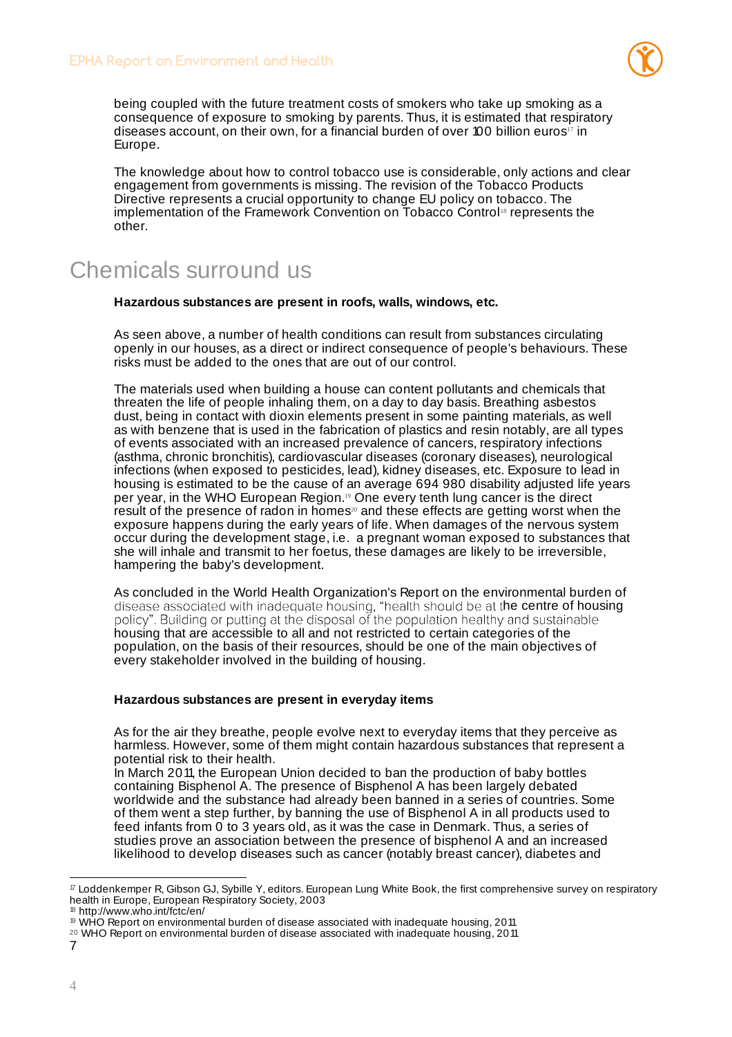being coupled with the future treatment costs of smokers who take up smoking as a consequence of exposure to smoking by parents. Thus, it is estimated that respiratory diseases account, on their own, for a financial burden of over 100 billion euros[17] in Europe.

The knowledge about how to control tobacco use is considerable, only actions and clear engagement from governments is missing. The revision of the Tobacco Products Directive represents a crucial opportunity to change EU policy on tobacco. The implementation of the Framework Convention on Tobacco Control[18] represents the other.

# Chemicals surround us

**Hazardous substances are present in roofs, walls, windows, etc.**

As seen above, a number of health conditions can result from substances circulating openly in our houses, as a direct or indirect consequence of people's behaviours. These risks must be added to the ones that are out of our control.

The materials used when building a house can content pollutants and chemicals that threaten the life of people inhaling them, on a day to day basis. Breathing asbestos dust, being in contact with dioxin elements present in some painting materials, as well as with benzene that is used in the fabrication of plastics and resin notably, are all types of events associated with an increased prevalence of cancers, respiratory infections (asthma, chronic bronchitis), cardiovascular diseases (coronary diseases), neurological infections (when exposed to pesticides, lead), kidney diseases, etc. Exposure to lead in housing is estimated to be the cause of an average 694 980 disability adjusted life years per year, in the WHO European Region.[19] One every tenth lung cancer is the direct result of the presence of radon in homes[20] and these effects are getting worst when the exposure happens during the early years of life. When damages of the nervous system occur during the development stage, i.e. a pregnant woman exposed to substances that she will inhale and transmit to her foetus, these damages are likely to be irreversible, hampering the baby's development.

As concluded in the World Health Organization's Report on the environmental burden of disease associated with inadequate housing, "health should be at the centre of housing policy". Building or putting at the disposal of the population healthy and sustainable housing that are accessible to all and not restricted to certain categories of the population, on the basis of their resources, should be one of the main objectives of every stakeholder involved in the building of housing.

**Hazardous substances are present in everyday items**

As for the air they breathe, people evolve next to everyday items that they perceive as harmless. However, some of them might contain hazardous substances that represent a potential risk to their health.
In March 2011, the European Union decided to ban the production of baby bottles containing Bisphenol A. The presence of Bisphenol A has been largely debated worldwide and the substance had already been banned in a series of countries. Some of them went a step further, by banning the use of Bisphenol A in all products used to feed infants from 0 to 3 years old, as it was the case in Denmark. Thus, a series of studies prove an association between the presence of bisphenol A and an increased likelihood to develop diseases such as cancer (notably breast cancer), diabetes and

---

[17] Loddenkemper R, Gibson GJ, Sybille Y, editors. European Lung White Book, the first comprehensive survey on respiratory health in Europe, European Respiratory Society, 2003

[18] http://www.who.int/fctc/en/

[19] WHO Report on environmental burden of disease associated with inadequate housing, 2011

[20] WHO Report on environmental burden of disease associated with inadequate housing, 2011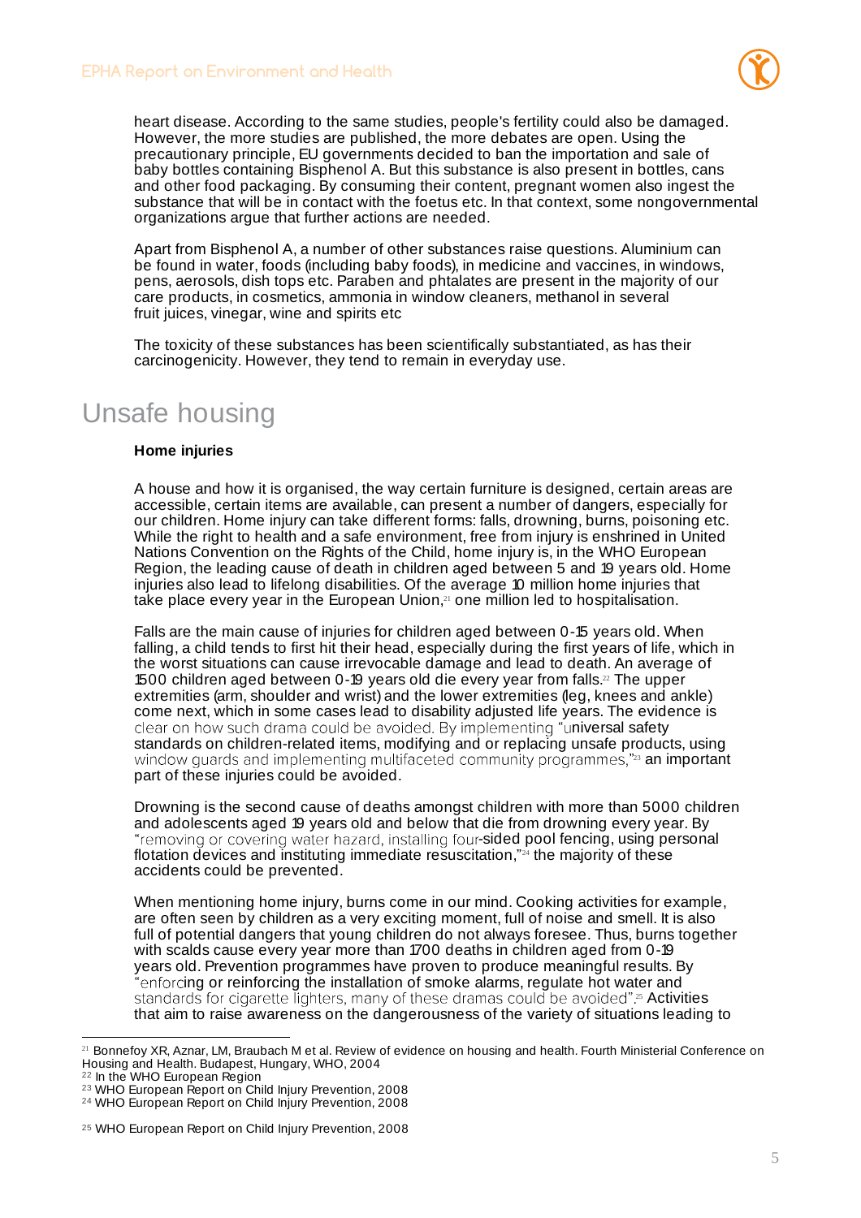heart disease. According to the same studies, people's fertility could also be damaged. However, the more studies are published, the more debates are open. Using the precautionary principle, EU governments decided to ban the importation and sale of baby bottles containing Bisphenol A. But this substance is also present in bottles, cans and other food packaging. By consuming their content, pregnant women also ingest the substance that will be in contact with the foetus etc. In that context, some nongovernmental organizations argue that further actions are needed.

Apart from Bisphenol A, a number of other substances raise questions. Aluminium can be found in water, foods (including baby foods), in medicine and vaccines, in windows, pens, aerosols, dish tops etc. Paraben and phtalates are present in the majority of our care products, in cosmetics, ammonia in window cleaners, methanol in several fruit juices, vinegar, wine and spirits etc

The toxicity of these substances has been scientifically substantiated, as has their carcinogenicity. However, they tend to remain in everyday use.

# Unsafe housing

**Home injuries**

A house and how it is organised, the way certain furniture is designed, certain areas are accessible, certain items are available, can present a number of dangers, especially for our children. Home injury can take different forms: falls, drowning, burns, poisoning etc. While the right to health and a safe environment, free from injury is enshrined in United Nations Convention on the Rights of the Child, home injury is, in the WHO European Region, the leading cause of death in children aged between 5 and 19 years old. Home injuries also lead to lifelong disabilities. Of the average 10 million home injuries that take place every year in the European Union,[21] one million led to hospitalisation.

Falls are the main cause of injuries for children aged between 0-15 years old. When falling, a child tends to first hit their head, especially during the first years of life, which in the worst situations can cause irrevocable damage and lead to death. An average of 1500 children aged between 0-19 years old die every year from falls.[22] The upper extremities (arm, shoulder and wrist) and the lower extremities (leg, knees and ankle) come next, which in some cases lead to disability adjusted life years. The evidence is clear on how such drama could be avoided. By implementing "universal safety standards on children-related items, modifying and or replacing unsafe products, using window guards and implementing multifaceted community programmes,"[23] an important part of these injuries could be avoided.

Drowning is the second cause of deaths amongst children with more than 5000 children and adolescents aged 19 years old and below that die from drowning every year. By "removing or covering water hazard, installing four-sided pool fencing, using personal flotation devices and instituting immediate resuscitation,"[24] the majority of these accidents could be prevented.

When mentioning home injury, burns come in our mind. Cooking activities for example, are often seen by children as a very exciting moment, full of noise and smell. It is also full of potential dangers that young children do not always foresee. Thus, burns together with scalds cause every year more than 1700 deaths in children aged from 0-19 years old. Prevention programmes have proven to produce meaningful results. By "enforcing or reinforcing the installation of smoke alarms, regulate hot water and standards for cigarette lighters, many of these dramas could be avoided".[25] Activities that aim to raise awareness on the dangerousness of the variety of situations leading to

---

[21] Bonnefoy XR, Aznar, LM, Braubach M et al. Review of evidence on housing and health. Fourth Ministerial Conference on Housing and Health. Budapest, Hungary, WHO, 2004

[22] In the WHO European Region

[23] WHO European Report on Child Injury Prevention, 2008

[24] WHO European Report on Child Injury Prevention, 2008

[25] WHO European Report on Child Injury Prevention, 2008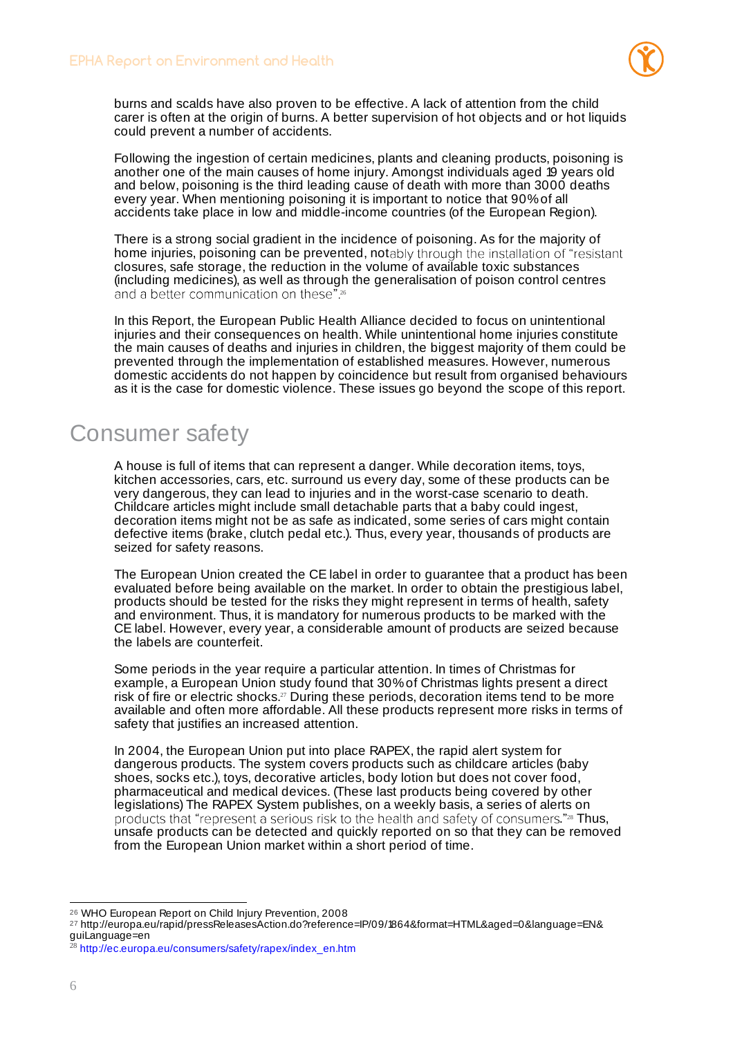burns and scalds have also proven to be effective. A lack of attention from the child carer is often at the origin of burns. A better supervision of hot objects and or hot liquids could prevent a number of accidents.

Following the ingestion of certain medicines, plants and cleaning products, poisoning is another one of the main causes of home injury. Amongst individuals aged 19 years old and below, poisoning is the third leading cause of death with more than 3000 deaths every year. When mentioning poisoning it is important to notice that 90% of all accidents take place in low and middle-income countries (of the European Region).

There is a strong social gradient in the incidence of poisoning. As for the majority of home injuries, poisoning can be prevented, notably through the installation of "resistant closures, safe storage, the reduction in the volume of available toxic substances (including medicines), as well as through the generalisation of poison control centres and a better communication on these".[26]

In this Report, the European Public Health Alliance decided to focus on unintentional injuries and their consequences on health. While unintentional home injuries constitute the main causes of deaths and injuries in children, the biggest majority of them could be prevented through the implementation of established measures. However, numerous domestic accidents do not happen by coincidence but result from organised behaviours as it is the case for domestic violence. These issues go beyond the scope of this report.

## Consumer safety

A house is full of items that can represent a danger. While decoration items, toys, kitchen accessories, cars, etc. surround us every day, some of these products can be very dangerous, they can lead to injuries and in the worst-case scenario to death. Childcare articles might include small detachable parts that a baby could ingest, decoration items might not be as safe as indicated, some series of cars might contain defective items (brake, clutch pedal etc.). Thus, every year, thousands of products are seized for safety reasons.

The European Union created the CE label in order to guarantee that a product has been evaluated before being available on the market. In order to obtain the prestigious label, products should be tested for the risks they might represent in terms of health, safety and environment. Thus, it is mandatory for numerous products to be marked with the CE label. However, every year, a considerable amount of products are seized because the labels are counterfeit.

Some periods in the year require a particular attention. In times of Christmas for example, a European Union study found that 30% of Christmas lights present a direct risk of fire or electric shocks.[27] During these periods, decoration items tend to be more available and often more affordable. All these products represent more risks in terms of safety that justifies an increased attention.

In 2004, the European Union put into place RAPEX, the rapid alert system for dangerous products. The system covers products such as childcare articles (baby shoes, socks etc.), toys, decorative articles, body lotion but does not cover food, pharmaceutical and medical devices. (These last products being covered by other legislations) The RAPEX System publishes, on a weekly basis, a series of alerts on products that "represent a serious risk to the health and safety of consumers."[28] Thus, unsafe products can be detected and quickly reported on so that they can be removed from the European Union market within a short period of time.

---

[26] WHO European Report on Child Injury Prevention, 2008

[27] http://europa.eu/rapid/pressReleasesAction.do?reference=IP/09/1864&format=HTML&aged=0&language=EN&guiLanguage=en

[28] http://ec.europa.eu/consumers/safety/rapex/index_en.htm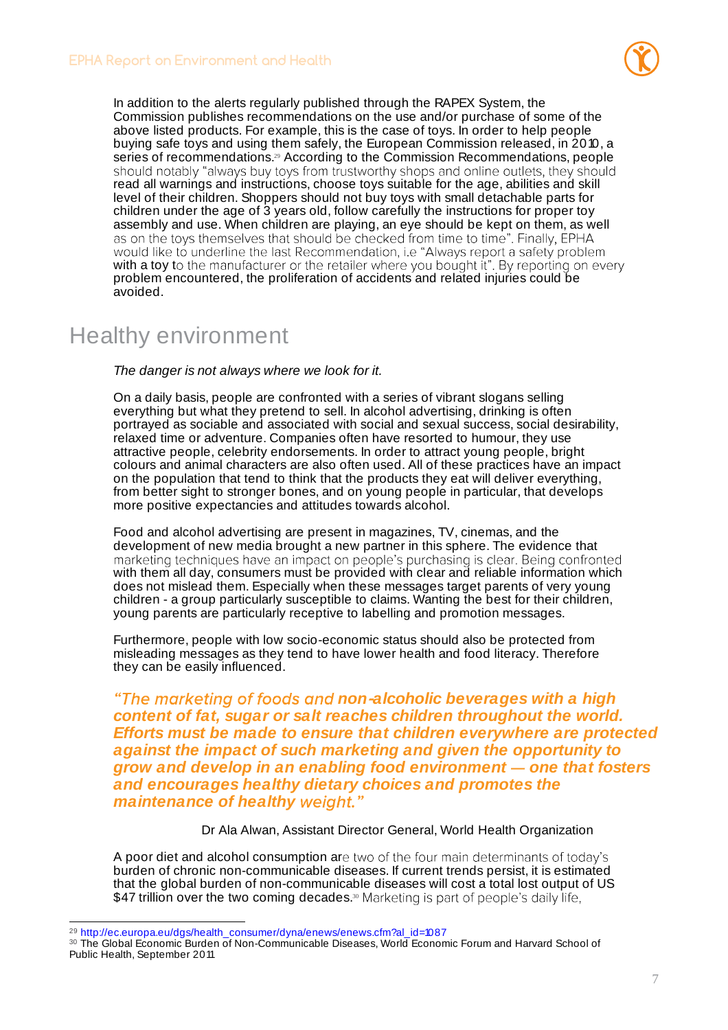In addition to the alerts regularly published through the RAPEX System, the Commission publishes recommendations on the use and/or purchase of some of the above listed products. For example, this is the case of toys. In order to help people buying safe toys and using them safely, the European Commission released, in 2010, a series of recommendations.[29] According to the Commission Recommendations, people should notably "always buy toys from trustworthy shops and online outlets, they should read all warnings and instructions, choose toys suitable for the age, abilities and skill level of their children. Shoppers should not buy toys with small detachable parts for children under the age of 3 years old, follow carefully the instructions for proper toy assembly and use. When children are playing, an eye should be kept on them, as well as on the toys themselves that should be checked from time to time". Finally, EPHA would like to underline the last Recommendation, i.e "Always report a safety problem with a toy to the manufacturer or the retailer where you bought it". By reporting on every problem encountered, the proliferation of accidents and related injuries could be avoided.

# Healthy environment

*The danger is not always where we look for it.*

On a daily basis, people are confronted with a series of vibrant slogans selling everything but what they pretend to sell. In alcohol advertising, drinking is often portrayed as sociable and associated with social and sexual success, social desirability, relaxed time or adventure. Companies often have resorted to humour, they use attractive people, celebrity endorsements. In order to attract young people, bright colours and animal characters are also often used. All of these practices have an impact on the population that tend to think that the products they eat will deliver everything, from better sight to stronger bones, and on young people in particular, that develops more positive expectancies and attitudes towards alcohol.

Food and alcohol advertising are present in magazines, TV, cinemas, and the development of new media brought a new partner in this sphere. The evidence that marketing techniques have an impact on people's purchasing is clear. Being confronted with them all day, consumers must be provided with clear and reliable information which does not mislead them. Especially when these messages target parents of very young children - a group particularly susceptible to claims. Wanting the best for their children, young parents are particularly receptive to labelling and promotion messages.

Furthermore, people with low socio-economic status should also be protected from misleading messages as they tend to have lower health and food literacy. Therefore they can be easily influenced.

> ***"The marketing of foods and non-alcoholic beverages with a high content of fat, sugar or salt reaches children throughout the world. Efforts must be made to ensure that children everywhere are protected against the impact of such marketing and given the opportunity to grow and develop in an enabling food environment — one that fosters and encourages healthy dietary choices and promotes the maintenance of healthy weight."***

Dr Ala Alwan, Assistant Director General, World Health Organization

A poor diet and alcohol consumption are two of the four main determinants of today's burden of chronic non-communicable diseases. If current trends persist, it is estimated that the global burden of non-communicable diseases will cost a total lost output of US $47 trillion over the two coming decades.[30] Marketing is part of people's daily life,

---

[29] http://ec.europa.eu/dgs/health_consumer/dyna/enews/enews.cfm?al_id=1087

[30] The Global Economic Burden of Non-Communicable Diseases, World Economic Forum and Harvard School of Public Health, September 2011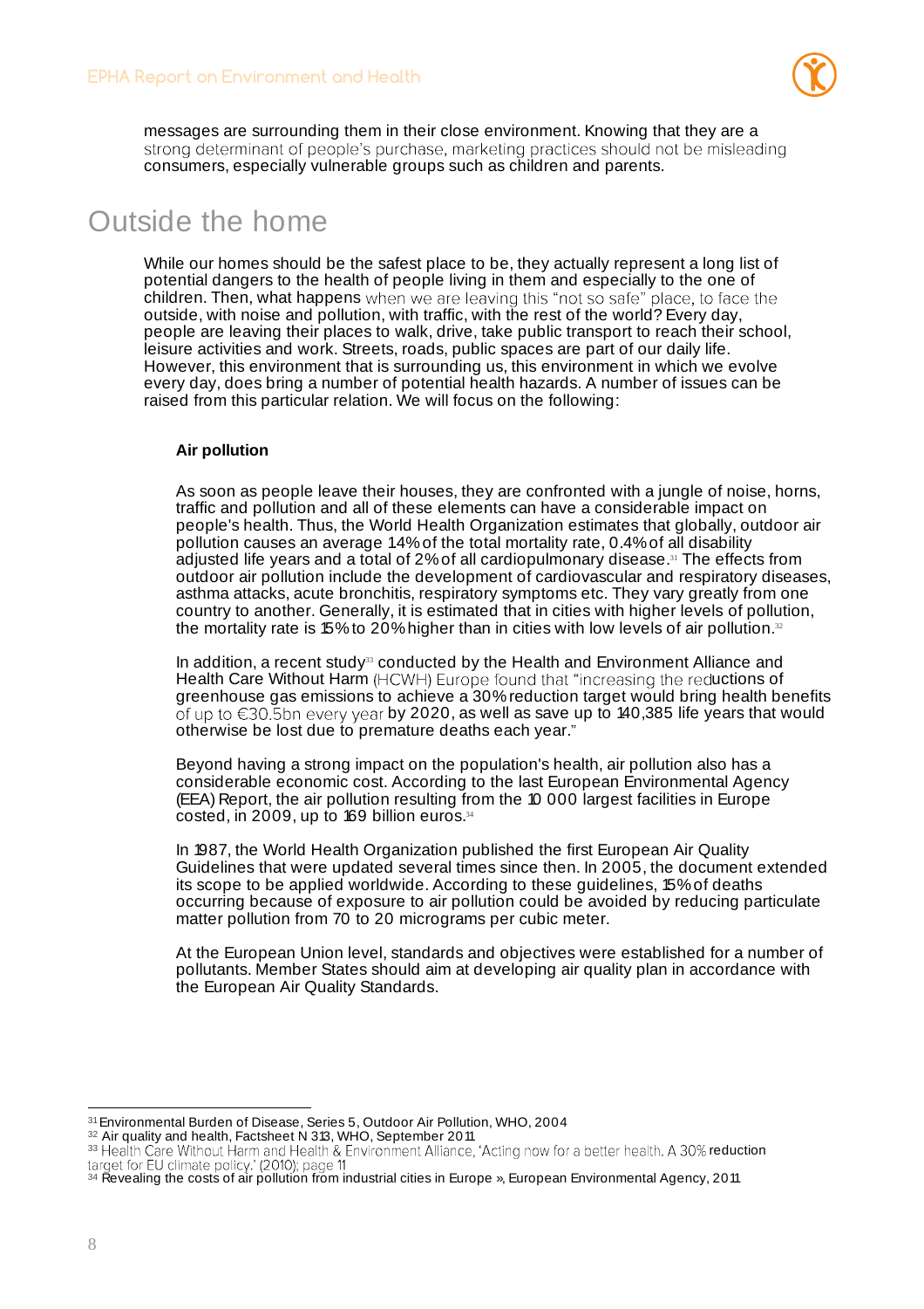messages are surrounding them in their close environment. Knowing that they are a strong determinant of people's purchase, marketing practices should not be misleading consumers, especially vulnerable groups such as children and parents.

# Outside the home

While our homes should be the safest place to be, they actually represent a long list of potential dangers to the health of people living in them and especially to the one of children. Then, what happens when we are leaving this "not so safe" place, to face the outside, with noise and pollution, with traffic, with the rest of the world? Every day, people are leaving their places to walk, drive, take public transport to reach their school, leisure activities and work. Streets, roads, public spaces are part of our daily life. However, this environment that is surrounding us, this environment in which we evolve every day, does bring a number of potential health hazards. A number of issues can be raised from this particular relation. We will focus on the following:

**Air pollution**

As soon as people leave their houses, they are confronted with a jungle of noise, horns, traffic and pollution and all of these elements can have a considerable impact on people's health. Thus, the World Health Organization estimates that globally, outdoor air pollution causes an average 14% of the total mortality rate, 0.4% of all disability adjusted life years and a total of 2% of all cardiopulmonary disease.[31] The effects from outdoor air pollution include the development of cardiovascular and respiratory diseases, asthma attacks, acute bronchitis, respiratory symptoms etc. They vary greatly from one country to another. Generally, it is estimated that in cities with higher levels of pollution, the mortality rate is 15% to 20% higher than in cities with low levels of air pollution.[32]

In addition, a recent study[33] conducted by the Health and Environment Alliance and Health Care Without Harm (HCWH) Europe found that "increasing the reductions of greenhouse gas emissions to achieve a 30% reduction target would bring health benefits of up to €30.5bn every year by 2020, as well as save up to 140,385 life years that would otherwise be lost due to premature deaths each year."

Beyond having a strong impact on the population's health, air pollution also has a considerable economic cost. According to the last European Environmental Agency (EEA) Report, the air pollution resulting from the 10 000 largest facilities in Europe costed, in 2009, up to 169 billion euros.[34]

In 1987, the World Health Organization published the first European Air Quality Guidelines that were updated several times since then. In 2005, the document extended its scope to be applied worldwide. According to these guidelines, 15% of deaths occurring because of exposure to air pollution could be avoided by reducing particulate matter pollution from 70 to 20 micrograms per cubic meter.

At the European Union level, standards and objectives were established for a number of pollutants. Member States should aim at developing air quality plan in accordance with the European Air Quality Standards.

---

[31] Environmental Burden of Disease, Series 5, Outdoor Air Pollution, WHO, 2004

[32] Air quality and health, Factsheet N 313, WHO, September 2011

[33] Health Care Without Harm and Health & Environment Alliance, 'Acting now for a better health. A 30% reduction target for EU climate policy.' (2010); page 11

[34] Revealing the costs of air pollution from industrial cities in Europe », European Environmental Agency, 2011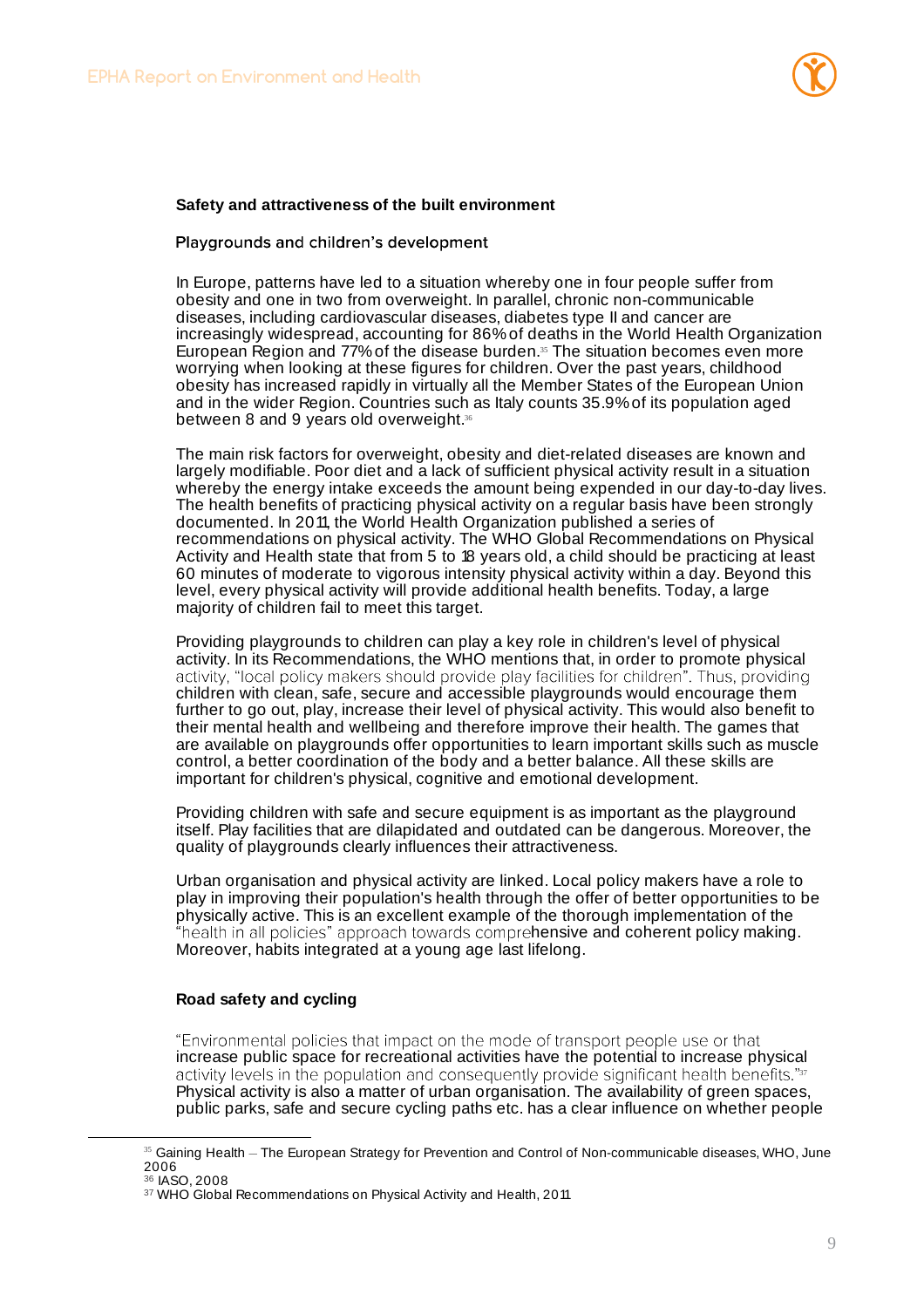**Safety and attractiveness of the built environment**

Playgrounds and children's development

In Europe, patterns have led to a situation whereby one in four people suffer from obesity and one in two from overweight. In parallel, chronic non-communicable diseases, including cardiovascular diseases, diabetes type II and cancer are increasingly widespread, accounting for 86% of deaths in the World Health Organization European Region and 77% of the disease burden.[35] The situation becomes even more worrying when looking at these figures for children. Over the past years, childhood obesity has increased rapidly in virtually all the Member States of the European Union and in the wider Region. Countries such as Italy counts 35.9% of its population aged between 8 and 9 years old overweight.[36]

The main risk factors for overweight, obesity and diet-related diseases are known and largely modifiable. Poor diet and a lack of sufficient physical activity result in a situation whereby the energy intake exceeds the amount being expended in our day-to-day lives. The health benefits of practicing physical activity on a regular basis have been strongly documented. In 2011, the World Health Organization published a series of recommendations on physical activity. The WHO Global Recommendations on Physical Activity and Health state that from 5 to 18 years old, a child should be practicing at least 60 minutes of moderate to vigorous intensity physical activity within a day. Beyond this level, every physical activity will provide additional health benefits. Today, a large majority of children fail to meet this target.

Providing playgrounds to children can play a key role in children's level of physical activity. In its Recommendations, the WHO mentions that, in order to promote physical activity, "local policy makers should provide play facilities for children". Thus, providing children with clean, safe, secure and accessible playgrounds would encourage them further to go out, play, increase their level of physical activity. This would also benefit to their mental health and wellbeing and therefore improve their health. The games that are available on playgrounds offer opportunities to learn important skills such as muscle control, a better coordination of the body and a better balance. All these skills are important for children's physical, cognitive and emotional development.

Providing children with safe and secure equipment is as important as the playground itself. Play facilities that are dilapidated and outdated can be dangerous. Moreover, the quality of playgrounds clearly influences their attractiveness.

Urban organisation and physical activity are linked. Local policy makers have a role to play in improving their population's health through the offer of better opportunities to be physically active. This is an excellent example of the thorough implementation of the "health in all policies" approach towards comprehensive and coherent policy making. Moreover, habits integrated at a young age last lifelong.

**Road safety and cycling**

"Environmental policies that impact on the mode of transport people use or that increase public space for recreational activities have the potential to increase physical activity levels in the population and consequently provide significant health benefits."[37] Physical activity is also a matter of urban organisation. The availability of green spaces, public parks, safe and secure cycling paths etc. has a clear influence on whether people

---

[35] Gaining Health – The European Strategy for Prevention and Control of Non-communicable diseases, WHO, June 2006

[36] IASO, 2008

[37] WHO Global Recommendations on Physical Activity and Health, 2011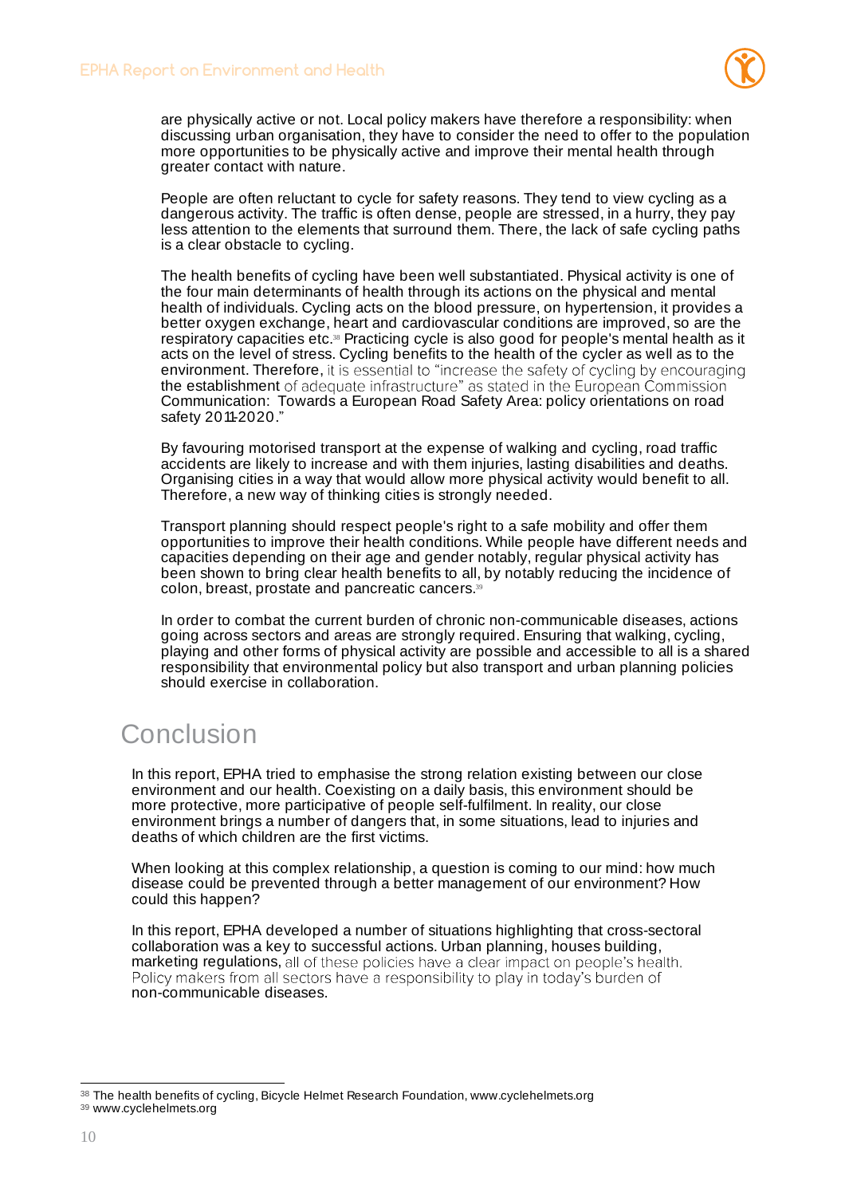are physically active or not. Local policy makers have therefore a responsibility: when discussing urban organisation, they have to consider the need to offer to the population more opportunities to be physically active and improve their mental health through greater contact with nature.

People are often reluctant to cycle for safety reasons. They tend to view cycling as a dangerous activity. The traffic is often dense, people are stressed, in a hurry, they pay less attention to the elements that surround them. There, the lack of safe cycling paths is a clear obstacle to cycling.

The health benefits of cycling have been well substantiated. Physical activity is one of the four main determinants of health through its actions on the physical and mental health of individuals. Cycling acts on the blood pressure, on hypertension, it provides a better oxygen exchange, heart and cardiovascular conditions are improved, so are the respiratory capacities etc.[38] Practicing cycle is also good for people's mental health as it acts on the level of stress. Cycling benefits to the health of the cycler as well as to the environment. Therefore, it is essential to "increase the safety of cycling by encouraging the establishment of adequate infrastructure" as stated in the European Commission Communication: Towards a European Road Safety Area: policy orientations on road safety 2011-2020."

By favouring motorised transport at the expense of walking and cycling, road traffic accidents are likely to increase and with them injuries, lasting disabilities and deaths. Organising cities in a way that would allow more physical activity would benefit to all. Therefore, a new way of thinking cities is strongly needed.

Transport planning should respect people's right to a safe mobility and offer them opportunities to improve their health conditions. While people have different needs and capacities depending on their age and gender notably, regular physical activity has been shown to bring clear health benefits to all, by notably reducing the incidence of colon, breast, prostate and pancreatic cancers.[39]

In order to combat the current burden of chronic non-communicable diseases, actions going across sectors and areas are strongly required. Ensuring that walking, cycling, playing and other forms of physical activity are possible and accessible to all is a shared responsibility that environmental policy but also transport and urban planning policies should exercise in collaboration.

# Conclusion

In this report, EPHA tried to emphasise the strong relation existing between our close environment and our health. Coexisting on a daily basis, this environment should be more protective, more participative of people self-fulfilment. In reality, our close environment brings a number of dangers that, in some situations, lead to injuries and deaths of which children are the first victims.

When looking at this complex relationship, a question is coming to our mind: how much disease could be prevented through a better management of our environment? How could this happen?

In this report, EPHA developed a number of situations highlighting that cross-sectoral collaboration was a key to successful actions. Urban planning, houses building, marketing regulations, all of these policies have a clear impact on people's health. Policy makers from all sectors have a responsibility to play in today's burden of non-communicable diseases.

---

[38] The health benefits of cycling, Bicycle Helmet Research Foundation, www.cyclehelmets.org
[39] www.cyclehelmets.org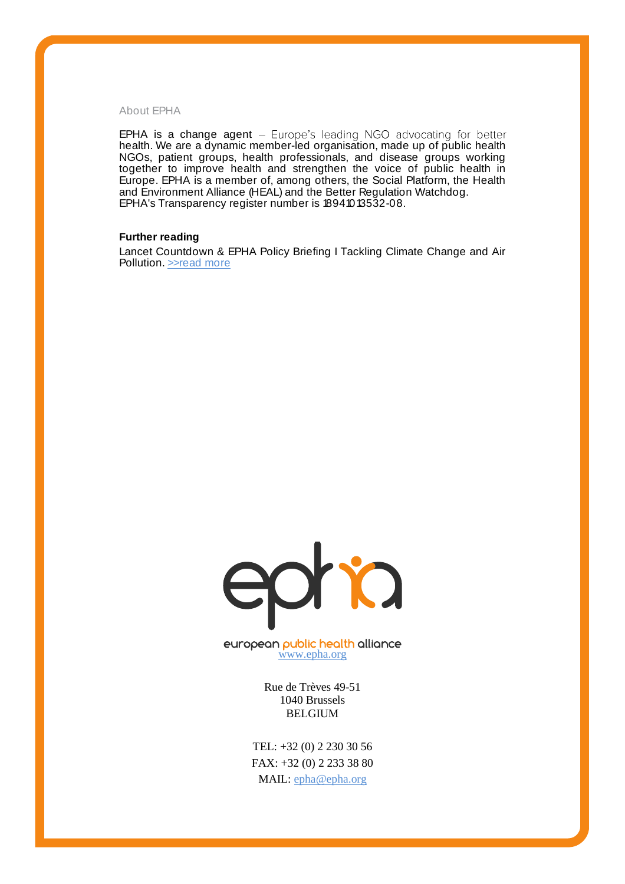About EPHA

EPHA is a change agent – Europe's leading NGO advocating for better health. We are a dynamic member-led organisation, made up of public health NGOs, patient groups, health professionals, and disease groups working together to improve health and strengthen the voice of public health in Europe. EPHA is a member of, among others, the Social Platform, the Health and Environment Alliance (HEAL) and the Better Regulation Watchdog. EPHA's Transparency register number is 18941013532-08.

**Further reading**

Lancet Countdown & EPHA Policy Briefing I Tackling Climate Change and Air Pollution. >>read more

european public health alliance

www.epha.org

Rue de Trèves 49-51
1040 Brussels
BELGIUM

TEL: +32 (0) 2 230 30 56
FAX: +32 (0) 2 233 38 80
MAIL: epha@epha.org